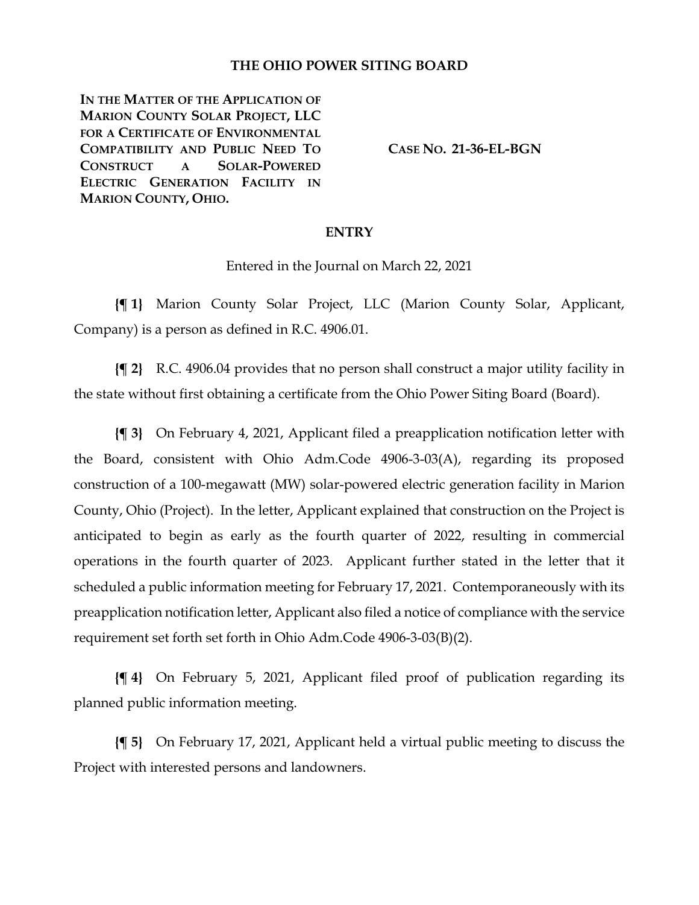# THE OHIO POWER SITING BOARD

**IN THE MATTER OF THE APPLICATION OF MARION COUNTY SOLAR PROJECT, LLC FOR A CERTIFICATE OF ENVIRONMENTAL COMPATIBILITY AND PUBLIC NEED TO CONSTRUCT A SOLAR-POWERED ELECTRIC GENERATION FACILITY IN MARION COUNTY, OHIO.**

**CASE NO. 21-36-EL-BGN**

## ENTRY

Entered in the Journal on March 22, 2021

**{¶ 1}** Marion County Solar Project, LLC (Marion County Solar, Applicant, Company) is a person as defined in R.C. 4906.01.

**{¶ 2}** R.C. 4906.04 provides that no person shall construct a major utility facility in the state without first obtaining a certificate from the Ohio Power Siting Board (Board).

**{¶ 3}** On February 4, 2021, Applicant filed a preapplication notification letter with the Board, consistent with Ohio Adm.Code 4906-3-03(A), regarding its proposed construction of a 100-megawatt (MW) solar-powered electric generation facility in Marion County, Ohio (Project). In the letter, Applicant explained that construction on the Project is anticipated to begin as early as the fourth quarter of 2022, resulting in commercial operations in the fourth quarter of 2023. Applicant further stated in the letter that it scheduled a public information meeting for February 17, 2021. Contemporaneously with its preapplication notification letter, Applicant also filed a notice of compliance with the service requirement set forth set forth in Ohio Adm.Code 4906-3-03(B)(2).

**{¶ 4}** On February 5, 2021, Applicant filed proof of publication regarding its planned public information meeting.

**{¶ 5}** On February 17, 2021, Applicant held a virtual public meeting to discuss the Project with interested persons and landowners.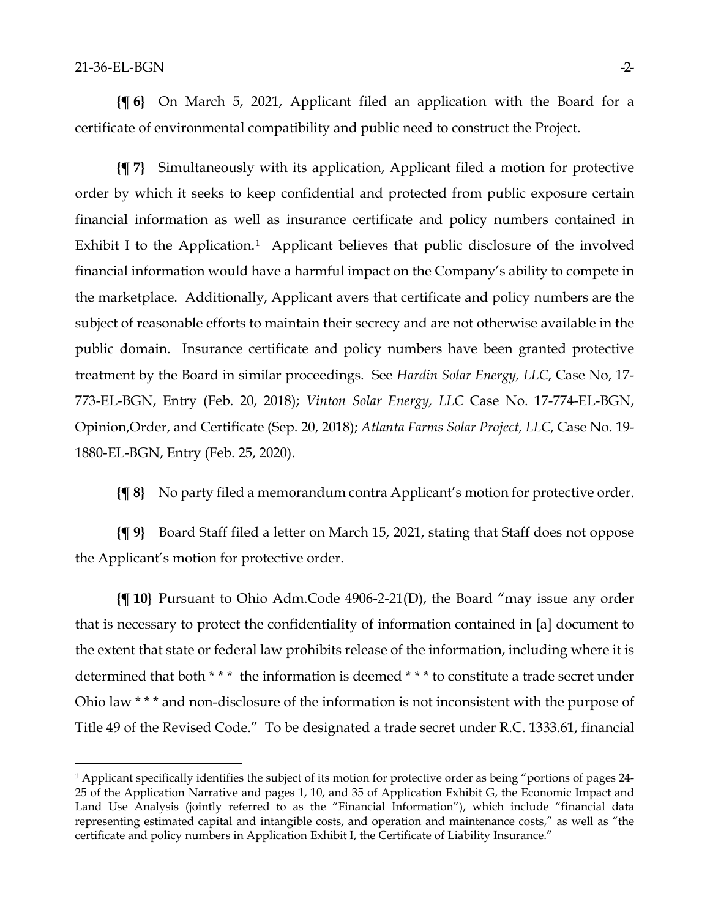**{¶ 6}** On March 5, 2021, Applicant filed an application with the Board for a certificate of environmental compatibility and public need to construct the Project.

**{¶ 7}** Simultaneously with its application, Applicant filed a motion for protective order by which it seeks to keep confidential and protected from public exposure certain financial information as well as insurance certificate and policy numbers contained in Exhibit I to the Application.[1] Applicant believes that public disclosure of the involved financial information would have a harmful impact on the Company's ability to compete in the marketplace. Additionally, Applicant avers that certificate and policy numbers are the subject of reasonable efforts to maintain their secrecy and are not otherwise available in the public domain. Insurance certificate and policy numbers have been granted protective treatment by the Board in similar proceedings. See *Hardin Solar Energy, LLC*, Case No, 17-773-EL-BGN, Entry (Feb. 20, 2018); *Vinton Solar Energy, LLC* Case No. 17-774-EL-BGN, Opinion,Order, and Certificate (Sep. 20, 2018); *Atlanta Farms Solar Project, LLC*, Case No. 19-1880-EL-BGN, Entry (Feb. 25, 2020).

**{¶ 8}** No party filed a memorandum contra Applicant's motion for protective order.

**{¶ 9}** Board Staff filed a letter on March 15, 2021, stating that Staff does not oppose the Applicant's motion for protective order.

**{¶ 10}** Pursuant to Ohio Adm.Code 4906-2-21(D), the Board "may issue any order that is necessary to protect the confidentiality of information contained in [a] document to the extent that state or federal law prohibits release of the information, including where it is determined that both * * * the information is deemed * * * to constitute a trade secret under Ohio law * * * and non-disclosure of the information is not inconsistent with the purpose of Title 49 of the Revised Code." To be designated a trade secret under R.C. 1333.61, financial

---

[1] Applicant specifically identifies the subject of its motion for protective order as being "portions of pages 24-25 of the Application Narrative and pages 1, 10, and 35 of Application Exhibit G, the Economic Impact and Land Use Analysis (jointly referred to as the "Financial Information"), which include "financial data representing estimated capital and intangible costs, and operation and maintenance costs," as well as "the certificate and policy numbers in Application Exhibit I, the Certificate of Liability Insurance."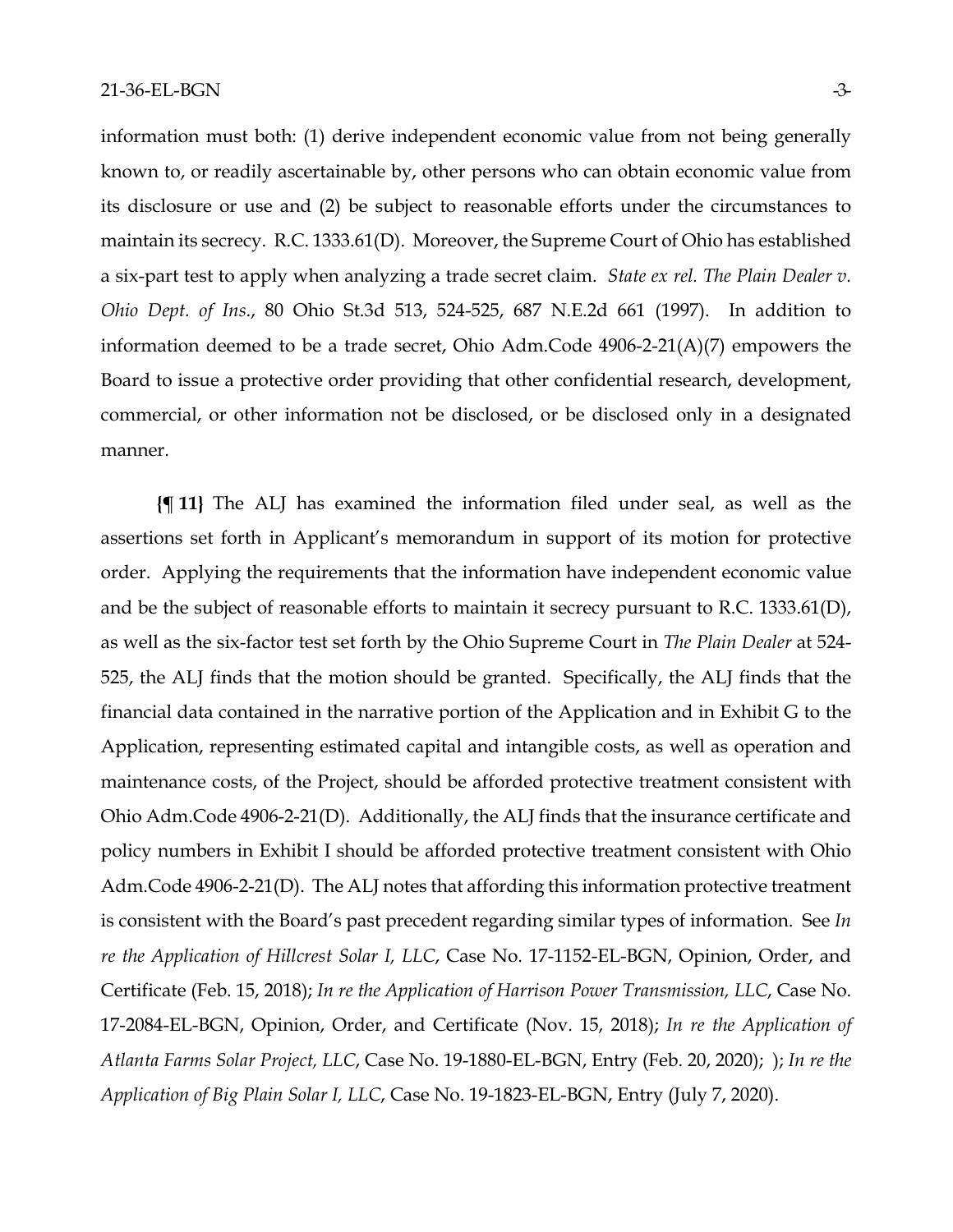information must both: (1) derive independent economic value from not being generally known to, or readily ascertainable by, other persons who can obtain economic value from its disclosure or use and (2) be subject to reasonable efforts under the circumstances to maintain its secrecy. R.C. 1333.61(D). Moreover, the Supreme Court of Ohio has established a six-part test to apply when analyzing a trade secret claim. *State ex rel. The Plain Dealer v. Ohio Dept. of Ins.*, 80 Ohio St.3d 513, 524-525, 687 N.E.2d 661 (1997). In addition to information deemed to be a trade secret, Ohio Adm.Code 4906-2-21(A)(7) empowers the Board to issue a protective order providing that other confidential research, development, commercial, or other information not be disclosed, or be disclosed only in a designated manner.

**{¶ 11}** The ALJ has examined the information filed under seal, as well as the assertions set forth in Applicant's memorandum in support of its motion for protective order. Applying the requirements that the information have independent economic value and be the subject of reasonable efforts to maintain it secrecy pursuant to R.C. 1333.61(D), as well as the six-factor test set forth by the Ohio Supreme Court in *The Plain Dealer* at 524-525, the ALJ finds that the motion should be granted. Specifically, the ALJ finds that the financial data contained in the narrative portion of the Application and in Exhibit G to the Application, representing estimated capital and intangible costs, as well as operation and maintenance costs, of the Project, should be afforded protective treatment consistent with Ohio Adm.Code 4906-2-21(D). Additionally, the ALJ finds that the insurance certificate and policy numbers in Exhibit I should be afforded protective treatment consistent with Ohio Adm.Code 4906-2-21(D). The ALJ notes that affording this information protective treatment is consistent with the Board's past precedent regarding similar types of information. See *In re the Application of Hillcrest Solar I, LLC*, Case No. 17-1152-EL-BGN, Opinion, Order, and Certificate (Feb. 15, 2018); *In re the Application of Harrison Power Transmission, LLC*, Case No. 17-2084-EL-BGN, Opinion, Order, and Certificate (Nov. 15, 2018); *In re the Application of Atlanta Farms Solar Project, LLC*, Case No. 19-1880-EL-BGN, Entry (Feb. 20, 2020); ); *In re the Application of Big Plain Solar I, LLC*, Case No. 19-1823-EL-BGN, Entry (July 7, 2020).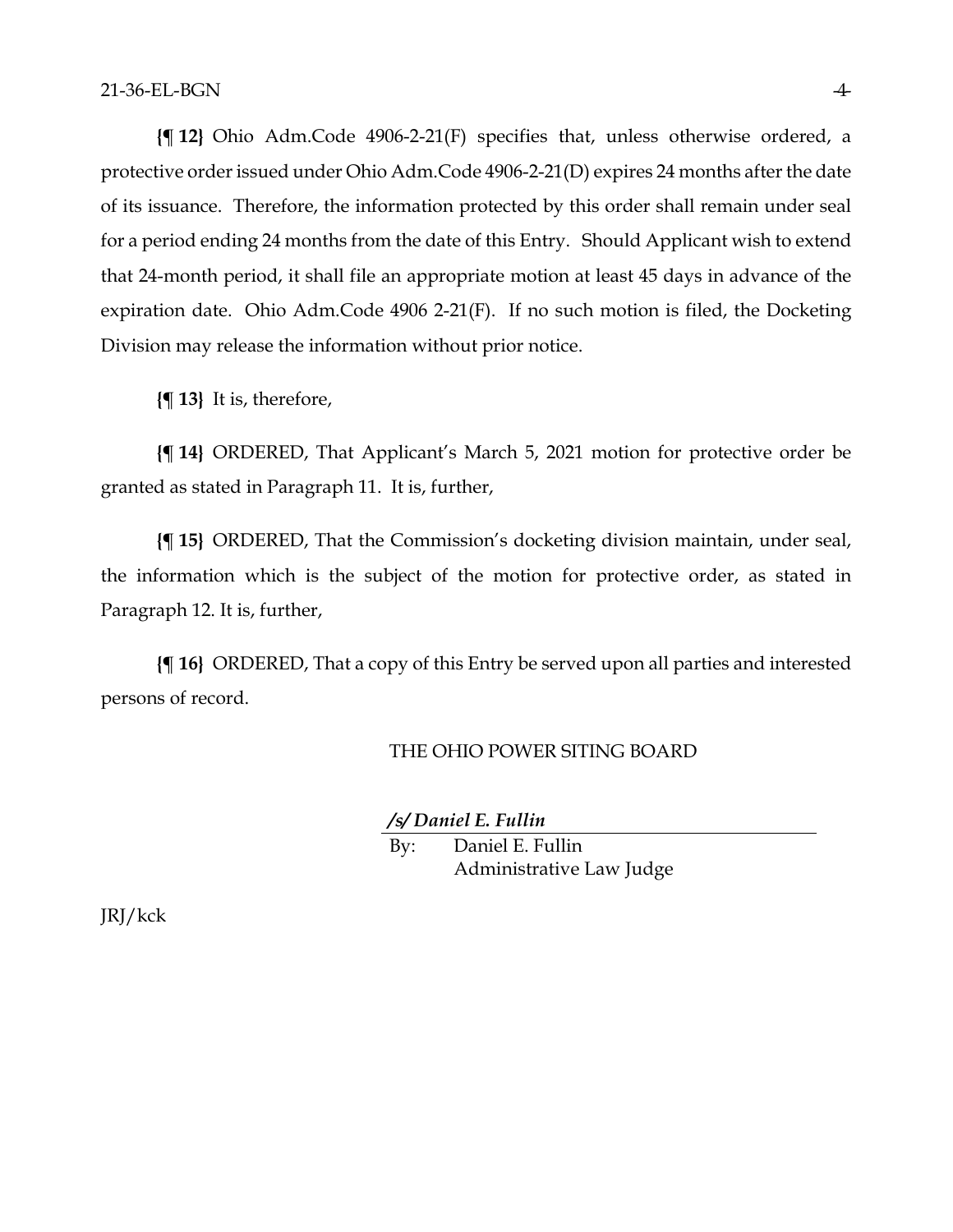**{¶ 12}** Ohio Adm.Code 4906-2-21(F) specifies that, unless otherwise ordered, a protective order issued under Ohio Adm.Code 4906-2-21(D) expires 24 months after the date of its issuance. Therefore, the information protected by this order shall remain under seal for a period ending 24 months from the date of this Entry. Should Applicant wish to extend that 24-month period, it shall file an appropriate motion at least 45 days in advance of the expiration date. Ohio Adm.Code 4906 2-21(F). If no such motion is filed, the Docketing Division may release the information without prior notice.

**{¶ 13}** It is, therefore,

**{¶ 14}** ORDERED, That Applicant's March 5, 2021 motion for protective order be granted as stated in Paragraph 11. It is, further,

**{¶ 15}** ORDERED, That the Commission's docketing division maintain, under seal, the information which is the subject of the motion for protective order, as stated in Paragraph 12. It is, further,

**{¶ 16}** ORDERED, That a copy of this Entry be served upon all parties and interested persons of record.

THE OHIO POWER SITING BOARD

***/s/ Daniel E. Fullin***

By: Daniel E. Fullin
Administrative Law Judge

JRJ/kck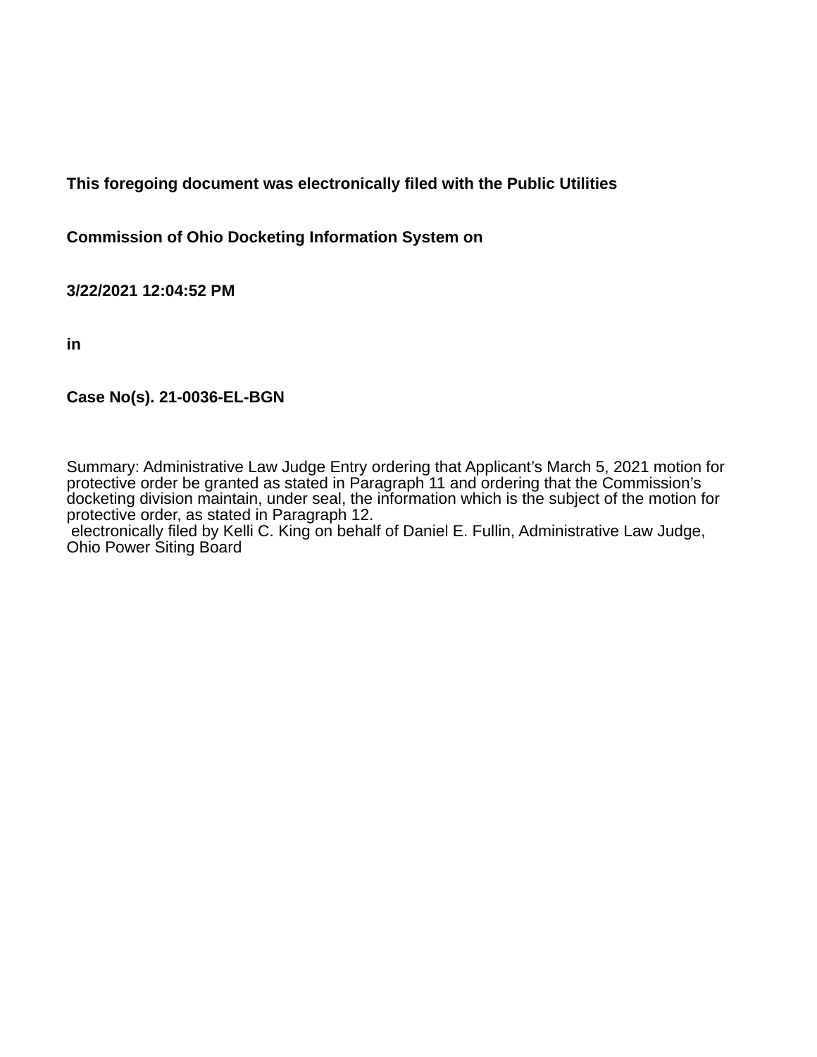**This foregoing document was electronically filed with the Public Utilities**

**Commission of Ohio Docketing Information System on**

**3/22/2021 12:04:52 PM**

**in**

**Case No(s). 21-0036-EL-BGN**

Summary: Administrative Law Judge Entry ordering that Applicant's March 5, 2021 motion for protective order be granted as stated in Paragraph 11 and ordering that the Commission's docketing division maintain, under seal, the information which is the subject of the motion for protective order, as stated in Paragraph 12.
electronically filed by Kelli C. King on behalf of Daniel E. Fullin, Administrative Law Judge, Ohio Power Siting Board